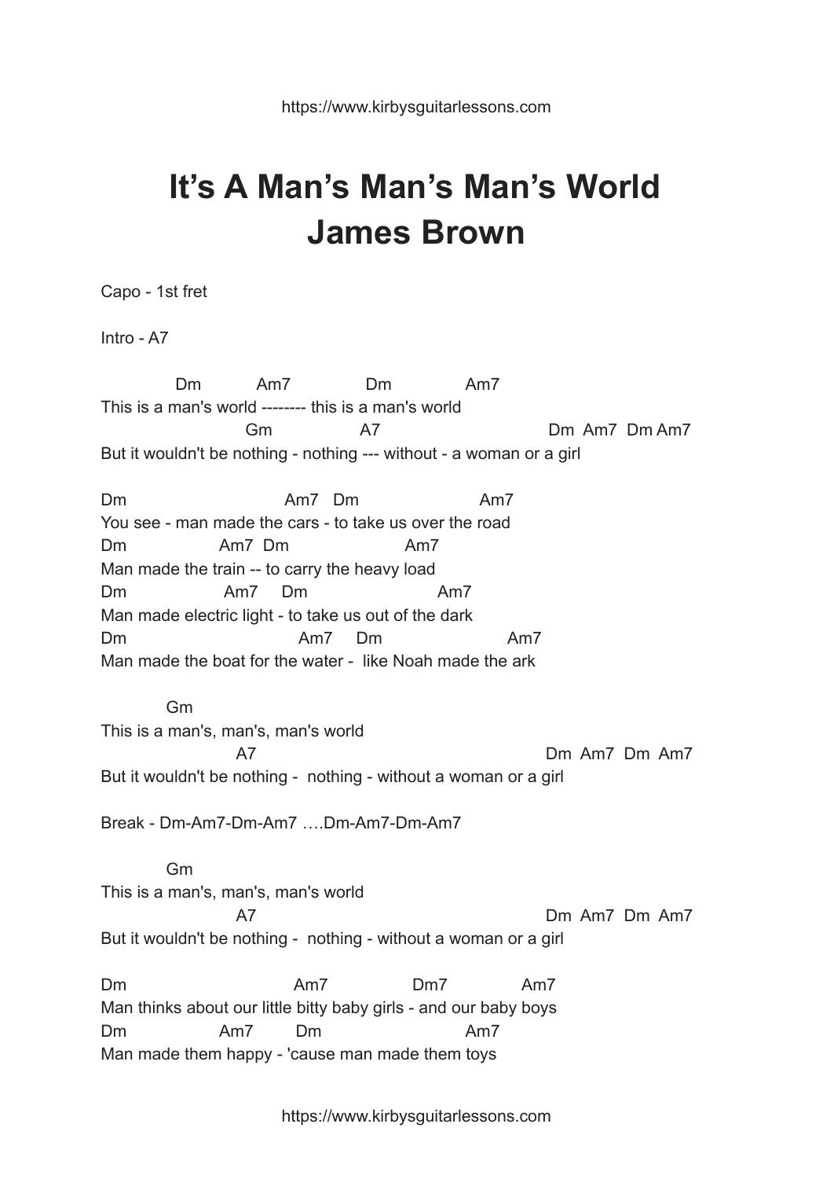# It’s A Man’s Man’s Man’s World
# James Brown

Capo - 1st fret

Intro - A7

```
              Dm           Am7               Dm               Am7
This is a man's world -------- this is a man's world
                              Gm                 A7                             Dm  Am7  Dm Am7
But it wouldn't be nothing - nothing --- without - a woman or a girl

Dm                              Am7   Dm                      Am7
You see - man made the cars - to take us over the road
Dm                    Am7  Dm                      Am7
Man made the train -- to carry the heavy load
Dm                   Am7     Dm                        Am7
Man made electric light - to take us out of the dark
Dm                                Am7     Dm                      Am7
Man made the boat for the water -  like Noah made the ark

             Gm
This is a man's, man's, man's world
                            A7                                                   Dm  Am7  Dm  Am7
But it wouldn't be nothing -  nothing - without a woman or a girl
```

Break - Dm-Am7-Dm-Am7 ….Dm-Am7-Dm-Am7

```
             Gm
This is a man's, man's, man's world
                            A7                                                   Dm  Am7  Dm  Am7
But it wouldn't be nothing -  nothing - without a woman or a girl

Dm                                 Am7                Dm7               Am7
Man thinks about our little bitty baby girls - and our baby boys
Dm                    Am7         Dm                       Am7
Man made them happy - 'cause man made them toys
```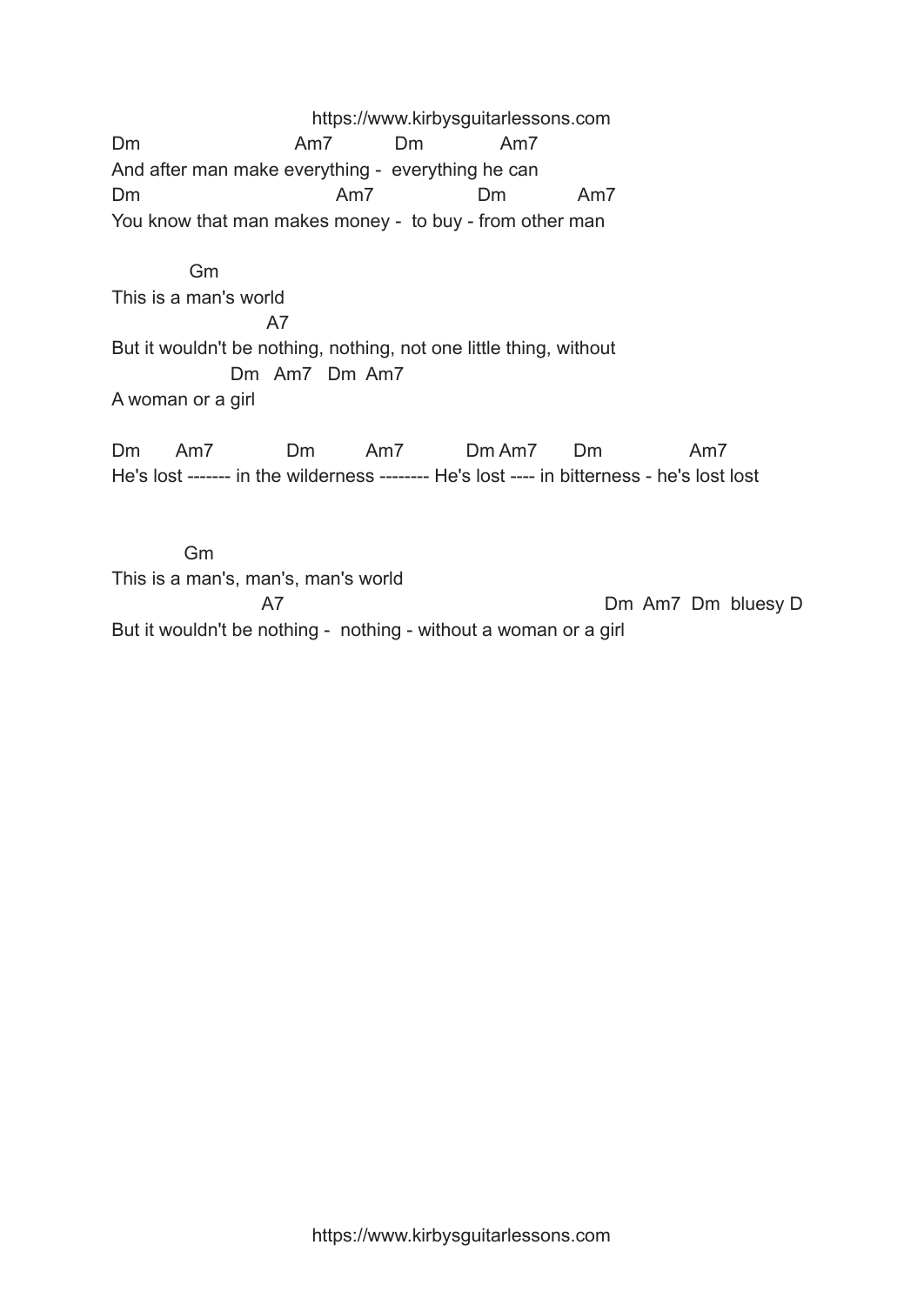```
Dm                    Am7        Dm          Am7
And after man make everything -  everything he can
Dm                         Am7            Dm          Am7
You know that man makes money -  to buy - from other man

      Gm
This is a man's world
                  A7
But it wouldn't be nothing, nothing, not one little thing, without
              Dm   Am7   Dm  Am7
A woman or a girl

Dm     Am7        Dm       Am7         Dm Am7     Dm           Am7
He's lost ------- in the wilderness -------- He's lost ---- in bitterness - he's lost lost


      Gm
This is a man's, man's, man's world
                 A7                                          Dm  Am7  Dm  bluesy D
But it wouldn't be nothing -  nothing - without a woman or a girl
```